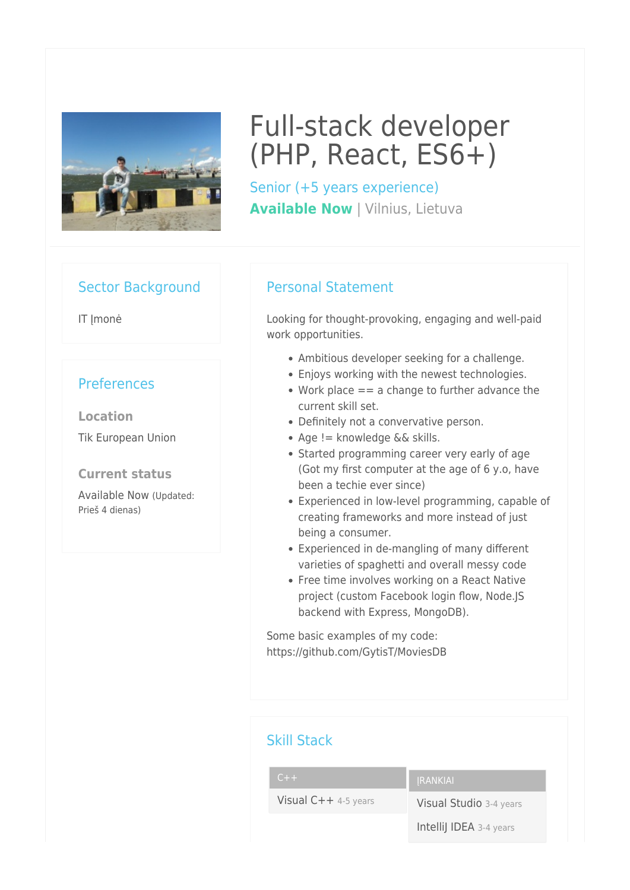# Full-stack developer (PHP, React, ES6+)

Senior (+5 years experience)

**Available Now** | Vilnius, Lietuva

## Sector Background

IT Įmonė

## Preferences

### Location

Tik European Union

### Current status

Available Now (Updated: Prieš 4 dienas)

## Personal Statement

Looking for thought-provoking, engaging and well-paid work opportunities.

- Ambitious developer seeking for a challenge.
- Enjoys working with the newest technologies.
- Work place == a change to further advance the current skill set.
- Definitely not a convervative person.
- Age != knowledge && skills.
- Started programming career very early of age (Got my first computer at the age of 6 y.o, have been a techie ever since)
- Experienced in low-level programming, capable of creating frameworks and more instead of just being a consumer.
- Experienced in de-mangling of many different varieties of spaghetti and overall messy code
- Free time involves working on a React Native project (custom Facebook login flow, Node.JS backend with Express, MongoDB).

Some basic examples of my code: https://github.com/GytisT/MoviesDB

## Skill Stack

**C++**
- Visual C++ 4-5 years

**ĮRANKIAI**
- Visual Studio 3-4 years
- IntelliJ IDEA 3-4 years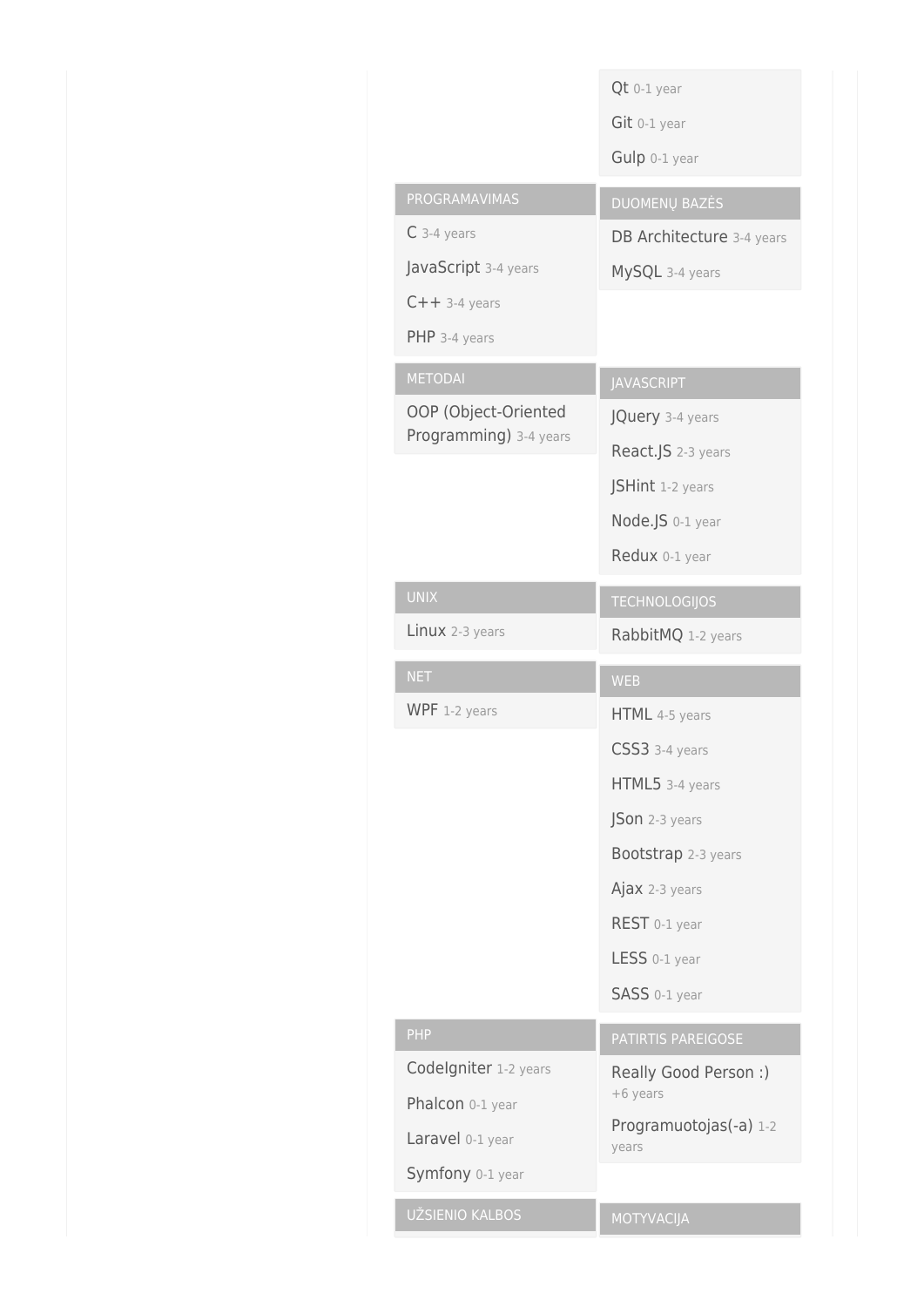- Qt 0-1 year
- Git 0-1 year
- Gulp 0-1 year

### PROGRAMAVIMAS

- C 3-4 years
- JavaScript 3-4 years
- C++ 3-4 years
- PHP 3-4 years

### DUOMENŲ BAZĖS

- DB Architecture 3-4 years
- MySQL 3-4 years

### METODAI

- OOP (Object-Oriented Programming) 3-4 years

### JAVASCRIPT

- JQuery 3-4 years
- React.JS 2-3 years
- JSHint 1-2 years
- Node.JS 0-1 year
- Redux 0-1 year

### UNIX

- Linux 2-3 years

### TECHNOLOGIJOS

- RabbitMQ 1-2 years

### NET

- WPF 1-2 years

### WEB

- HTML 4-5 years
- CSS3 3-4 years
- HTML5 3-4 years
- JSon 2-3 years
- Bootstrap 2-3 years
- Ajax 2-3 years
- REST 0-1 year
- LESS 0-1 year
- SASS 0-1 year

### PHP

- CodeIgniter 1-2 years
- Phalcon 0-1 year
- Laravel 0-1 year
- Symfony 0-1 year

### PATIRTIS PAREIGOSE

- Really Good Person :) +6 years
- Programuotojas(-a) 1-2 years

### UŽSIENIO KALBOS

### MOTYVACIJA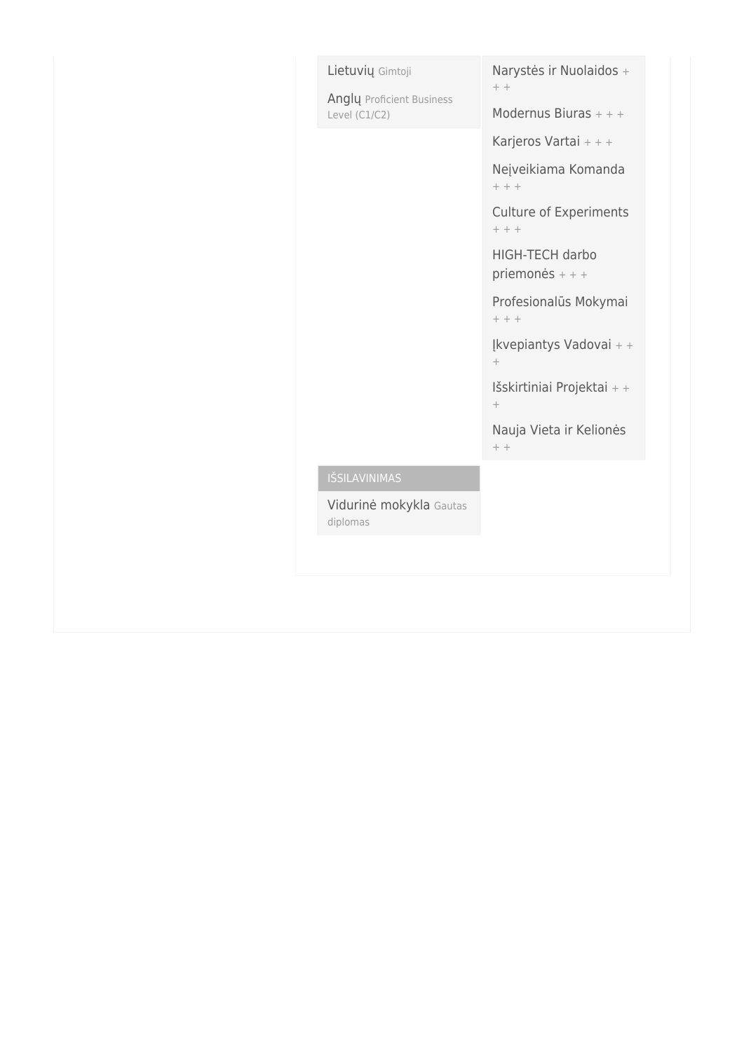Lietuvių Gimtoji

Anglų Proficient Business Level (C1/C2)

Narystės ir Nuolaidos + + +

Modernus Biuras + + +

Karjeros Vartai + + +

Neįveikiama Komanda + + +

Culture of Experiments + + +

HIGH-TECH darbo priemonės + + +

Profesionalūs Mokymai + + +

Įkvepiantys Vadovai + + +

Išskirtiniai Projektai + + +

Nauja Vieta ir Kelionės + +

## IŠSILAVINIMAS

Vidurinė mokykla Gautas diplomas